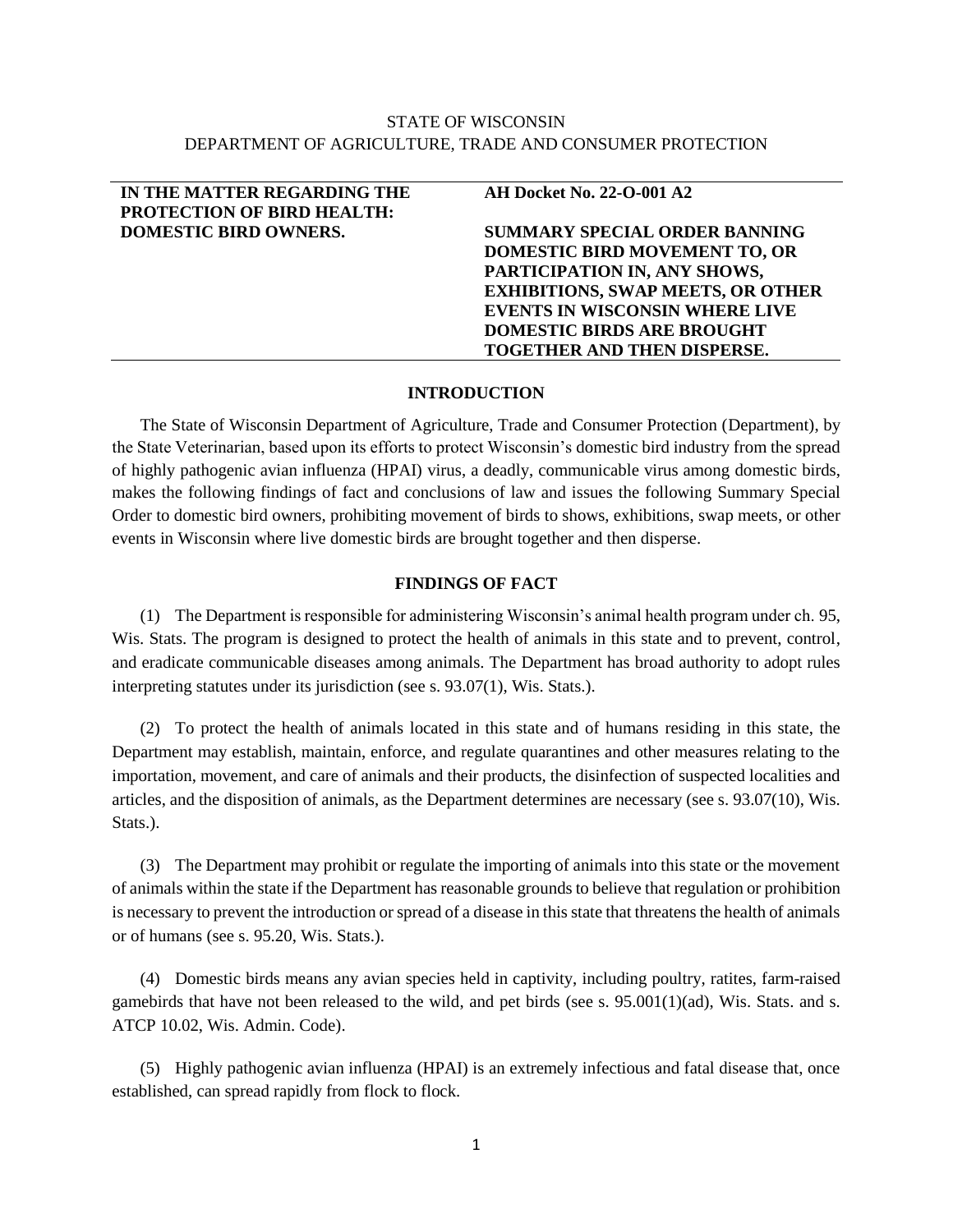STATE OF WISCONSIN
DEPARTMENT OF AGRICULTURE, TRADE AND CONSUMER PROTECTION

| **IN THE MATTER REGARDING THE PROTECTION OF BIRD HEALTH: DOMESTIC BIRD OWNERS.** | **AH Docket No. 22-O-001 A2**<br><br>**SUMMARY SPECIAL ORDER BANNING DOMESTIC BIRD MOVEMENT TO, OR PARTICIPATION IN, ANY SHOWS, EXHIBITIONS, SWAP MEETS, OR OTHER EVENTS IN WISCONSIN WHERE LIVE DOMESTIC BIRDS ARE BROUGHT TOGETHER AND THEN DISPERSE.** |
|---|---|

## INTRODUCTION

The State of Wisconsin Department of Agriculture, Trade and Consumer Protection (Department), by the State Veterinarian, based upon its efforts to protect Wisconsin's domestic bird industry from the spread of highly pathogenic avian influenza (HPAI) virus, a deadly, communicable virus among domestic birds, makes the following findings of fact and conclusions of law and issues the following Summary Special Order to domestic bird owners, prohibiting movement of birds to shows, exhibitions, swap meets, or other events in Wisconsin where live domestic birds are brought together and then disperse.

## FINDINGS OF FACT

(1) The Department is responsible for administering Wisconsin's animal health program under ch. 95, Wis. Stats. The program is designed to protect the health of animals in this state and to prevent, control, and eradicate communicable diseases among animals. The Department has broad authority to adopt rules interpreting statutes under its jurisdiction (see s. 93.07(1), Wis. Stats.).

(2) To protect the health of animals located in this state and of humans residing in this state, the Department may establish, maintain, enforce, and regulate quarantines and other measures relating to the importation, movement, and care of animals and their products, the disinfection of suspected localities and articles, and the disposition of animals, as the Department determines are necessary (see s. 93.07(10), Wis. Stats.).

(3) The Department may prohibit or regulate the importing of animals into this state or the movement of animals within the state if the Department has reasonable grounds to believe that regulation or prohibition is necessary to prevent the introduction or spread of a disease in this state that threatens the health of animals or of humans (see s. 95.20, Wis. Stats.).

(4) Domestic birds means any avian species held in captivity, including poultry, ratites, farm-raised gamebirds that have not been released to the wild, and pet birds (see s. 95.001(1)(ad), Wis. Stats. and s. ATCP 10.02, Wis. Admin. Code).

(5) Highly pathogenic avian influenza (HPAI) is an extremely infectious and fatal disease that, once established, can spread rapidly from flock to flock.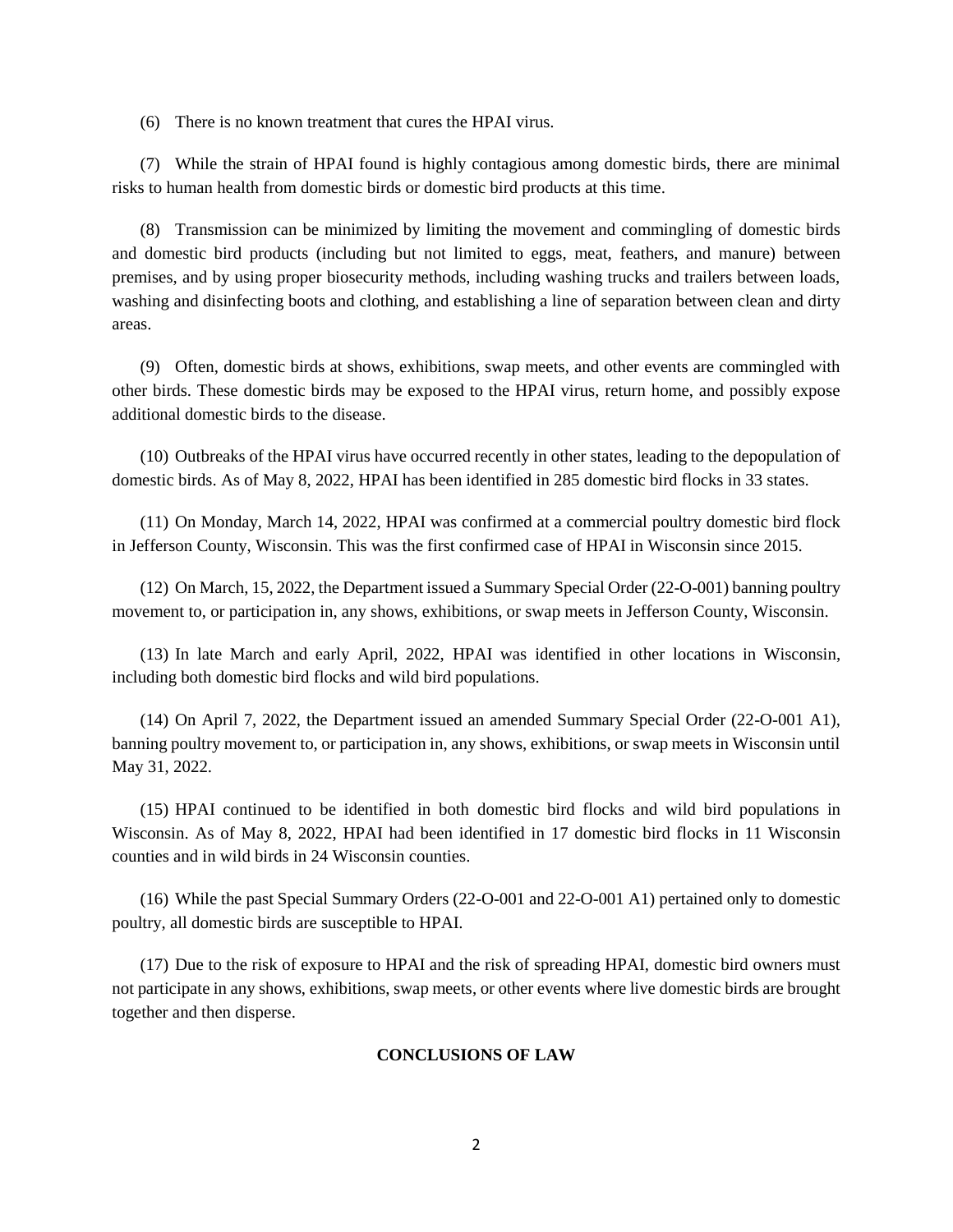(6) There is no known treatment that cures the HPAI virus.

(7) While the strain of HPAI found is highly contagious among domestic birds, there are minimal risks to human health from domestic birds or domestic bird products at this time.

(8) Transmission can be minimized by limiting the movement and commingling of domestic birds and domestic bird products (including but not limited to eggs, meat, feathers, and manure) between premises, and by using proper biosecurity methods, including washing trucks and trailers between loads, washing and disinfecting boots and clothing, and establishing a line of separation between clean and dirty areas.

(9) Often, domestic birds at shows, exhibitions, swap meets, and other events are commingled with other birds. These domestic birds may be exposed to the HPAI virus, return home, and possibly expose additional domestic birds to the disease.

(10) Outbreaks of the HPAI virus have occurred recently in other states, leading to the depopulation of domestic birds. As of May 8, 2022, HPAI has been identified in 285 domestic bird flocks in 33 states.

(11) On Monday, March 14, 2022, HPAI was confirmed at a commercial poultry domestic bird flock in Jefferson County, Wisconsin. This was the first confirmed case of HPAI in Wisconsin since 2015.

(12) On March, 15, 2022, the Department issued a Summary Special Order (22-O-001) banning poultry movement to, or participation in, any shows, exhibitions, or swap meets in Jefferson County, Wisconsin.

(13) In late March and early April, 2022, HPAI was identified in other locations in Wisconsin, including both domestic bird flocks and wild bird populations.

(14) On April 7, 2022, the Department issued an amended Summary Special Order (22-O-001 A1), banning poultry movement to, or participation in, any shows, exhibitions, or swap meets in Wisconsin until May 31, 2022.

(15) HPAI continued to be identified in both domestic bird flocks and wild bird populations in Wisconsin. As of May 8, 2022, HPAI had been identified in 17 domestic bird flocks in 11 Wisconsin counties and in wild birds in 24 Wisconsin counties.

(16) While the past Special Summary Orders (22-O-001 and 22-O-001 A1) pertained only to domestic poultry, all domestic birds are susceptible to HPAI.

(17) Due to the risk of exposure to HPAI and the risk of spreading HPAI, domestic bird owners must not participate in any shows, exhibitions, swap meets, or other events where live domestic birds are brought together and then disperse.

## CONCLUSIONS OF LAW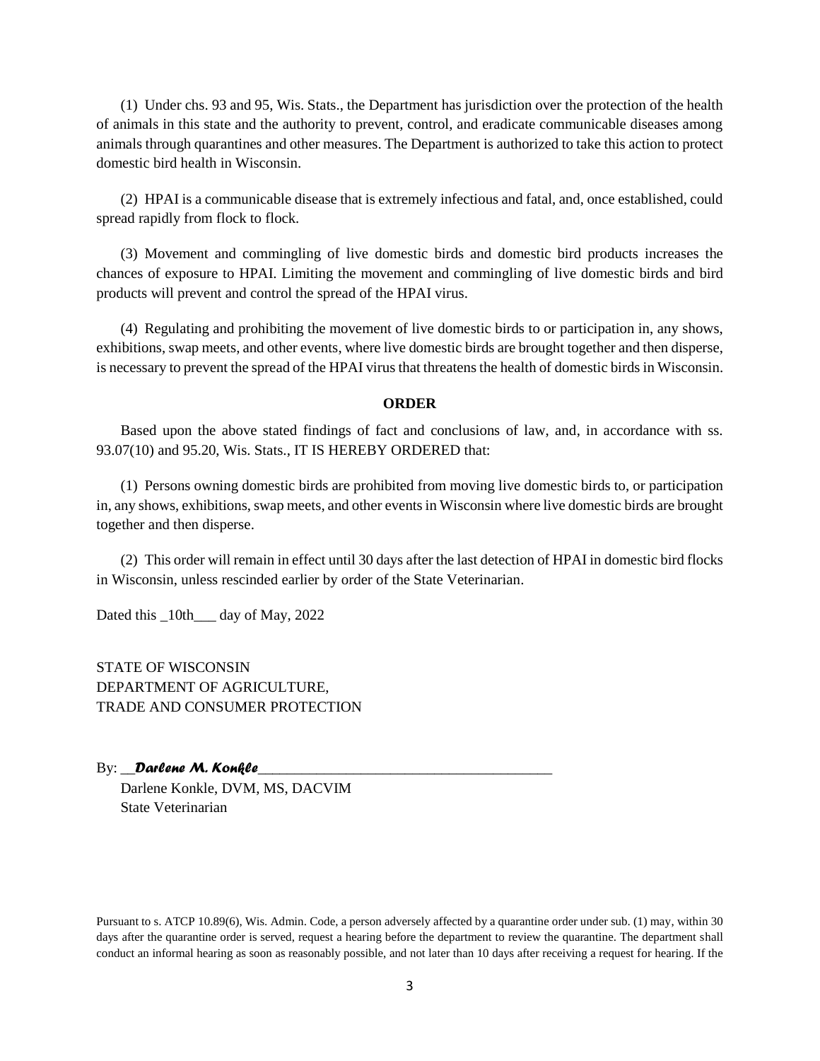(1) Under chs. 93 and 95, Wis. Stats., the Department has jurisdiction over the protection of the health of animals in this state and the authority to prevent, control, and eradicate communicable diseases among animals through quarantines and other measures. The Department is authorized to take this action to protect domestic bird health in Wisconsin.

(2) HPAI is a communicable disease that is extremely infectious and fatal, and, once established, could spread rapidly from flock to flock.

(3) Movement and commingling of live domestic birds and domestic bird products increases the chances of exposure to HPAI. Limiting the movement and commingling of live domestic birds and bird products will prevent and control the spread of the HPAI virus.

(4) Regulating and prohibiting the movement of live domestic birds to or participation in, any shows, exhibitions, swap meets, and other events, where live domestic birds are brought together and then disperse, is necessary to prevent the spread of the HPAI virus that threatens the health of domestic birds in Wisconsin.

**ORDER**

Based upon the above stated findings of fact and conclusions of law, and, in accordance with ss. 93.07(10) and 95.20, Wis. Stats., IT IS HEREBY ORDERED that:

(1) Persons owning domestic birds are prohibited from moving live domestic birds to, or participation in, any shows, exhibitions, swap meets, and other events in Wisconsin where live domestic birds are brought together and then disperse.

(2) This order will remain in effect until 30 days after the last detection of HPAI in domestic bird flocks in Wisconsin, unless rescinded earlier by order of the State Veterinarian.

Dated this _10th___ day of May, 2022

STATE OF WISCONSIN
DEPARTMENT OF AGRICULTURE,
TRADE AND CONSUMER PROTECTION

By: __***Darlene M. Konkle***________________________________________

Darlene Konkle, DVM, MS, DACVIM
State Veterinarian

Pursuant to s. ATCP 10.89(6), Wis. Admin. Code, a person adversely affected by a quarantine order under sub. (1) may, within 30 days after the quarantine order is served, request a hearing before the department to review the quarantine. The department shall conduct an informal hearing as soon as reasonably possible, and not later than 10 days after receiving a request for hearing. If the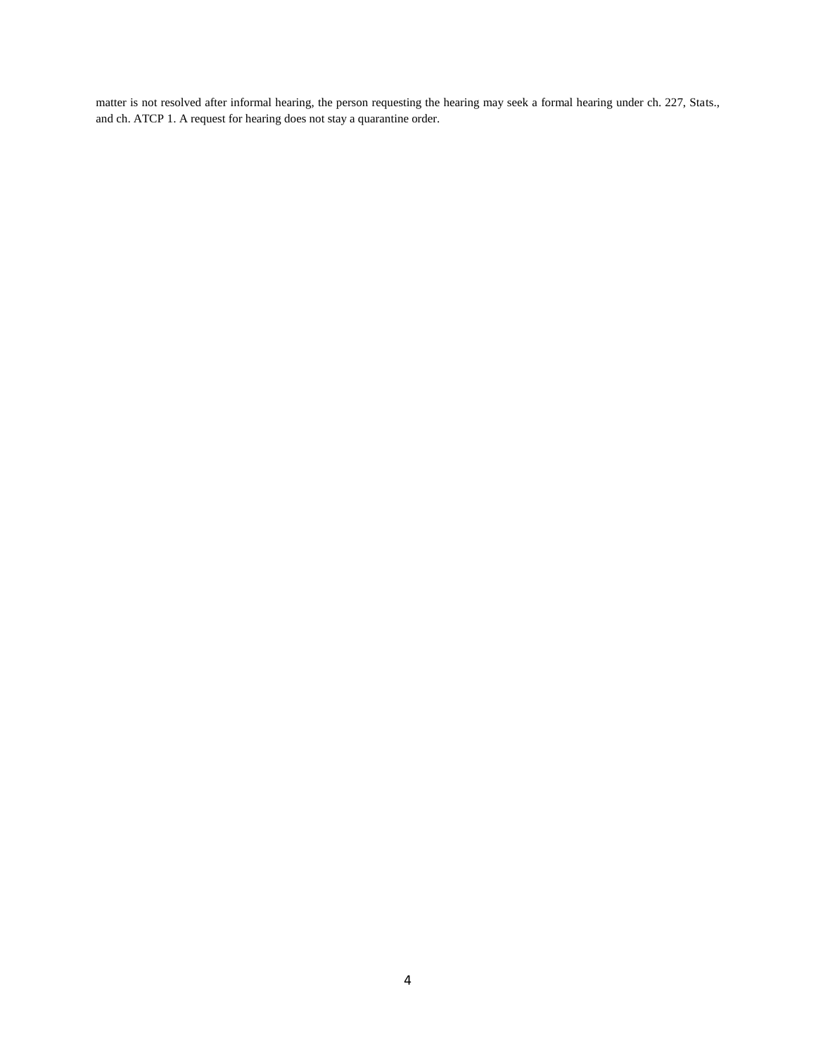matter is not resolved after informal hearing, the person requesting the hearing may seek a formal hearing under ch. 227, Stats., and ch. ATCP 1. A request for hearing does not stay a quarantine order.